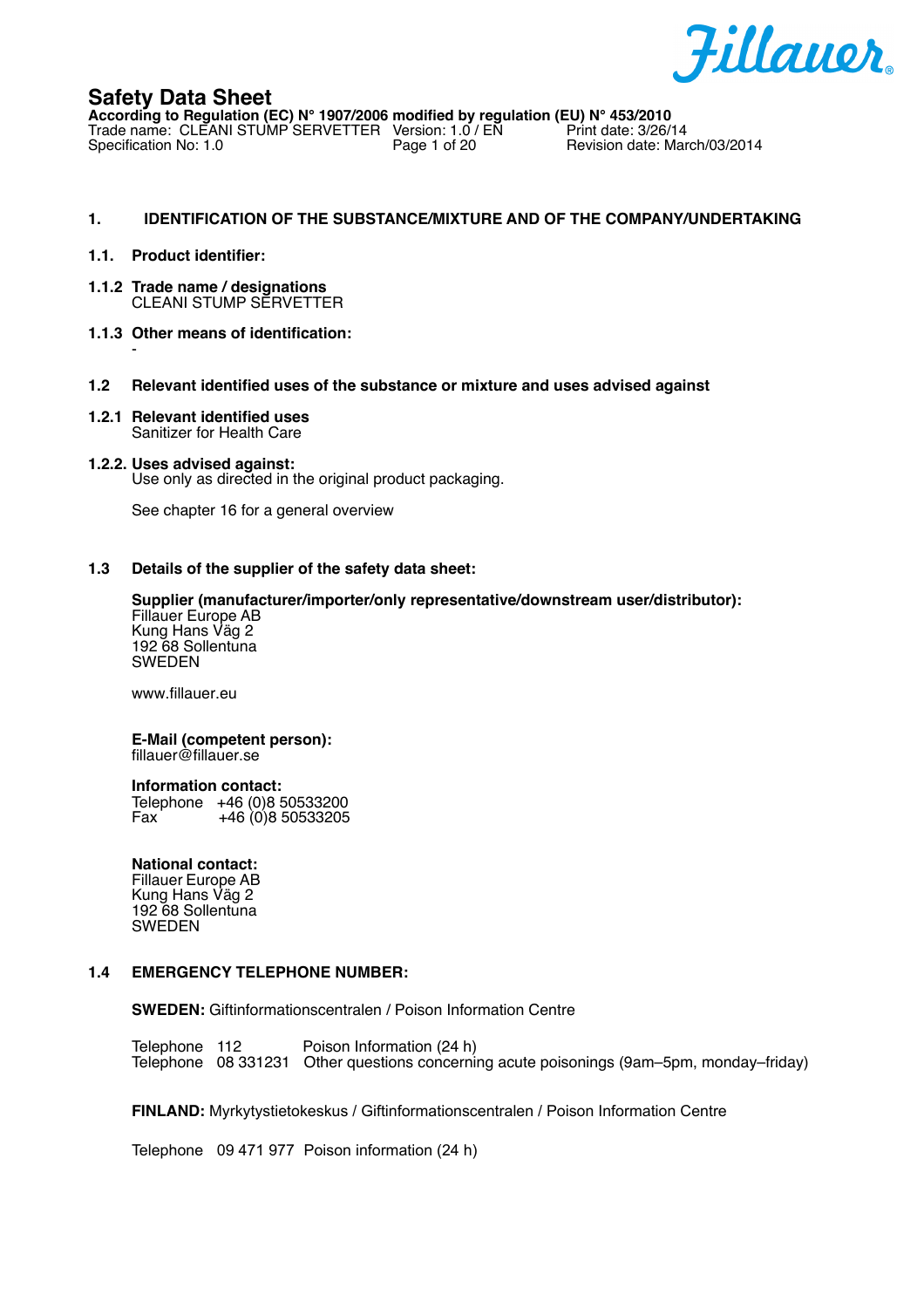# Safety Data Sheet

**According to Regulation (EC) N° 1907/2006 modified by regulation (EU) N° 453/2010**
Trade name: CLEANI STUMP SERVETTER Version: 1.0 / EN Print date: 3/26/14
Specification No: 1.0 Revision date: March/03/2014

## 1. IDENTIFICATION OF THE SUBSTANCE/MIXTURE AND OF THE COMPANY/UNDERTAKING

### 1.1. Product identifier:

**1.1.2 Trade name / designations**
CLEANI STUMP SERVETTER

**1.1.3 Other means of identification:**
-

### 1.2 Relevant identified uses of the substance or mixture and uses advised against

**1.2.1 Relevant identified uses**
Sanitizer for Health Care

**1.2.2. Uses advised against:**
Use only as directed in the original product packaging.

See chapter 16 for a general overview

### 1.3 Details of the supplier of the safety data sheet:

**Supplier (manufacturer/importer/only representative/downstream user/distributor):**
Fillauer Europe AB
Kung Hans Väg 2
192 68 Sollentuna
SWEDEN

www.fillauer.eu

**E-Mail (competent person):**
fillauer@fillauer.se

**Information contact:**
Telephone +46 (0)8 50533200
Fax +46 (0)8 50533205

**National contact:**
Fillauer Europe AB
Kung Hans Väg 2
192 68 Sollentuna
SWEDEN

### 1.4 EMERGENCY TELEPHONE NUMBER:

**SWEDEN:** Giftinformationscentralen / Poison Information Centre

Telephone 112 Poison Information (24 h)
Telephone 08 331231 Other questions concerning acute poisonings (9am–5pm, monday–friday)

**FINLAND:** Myrkytystietokeskus / Giftinformationscentralen / Poison Information Centre

Telephone 09 471 977 Poison information (24 h)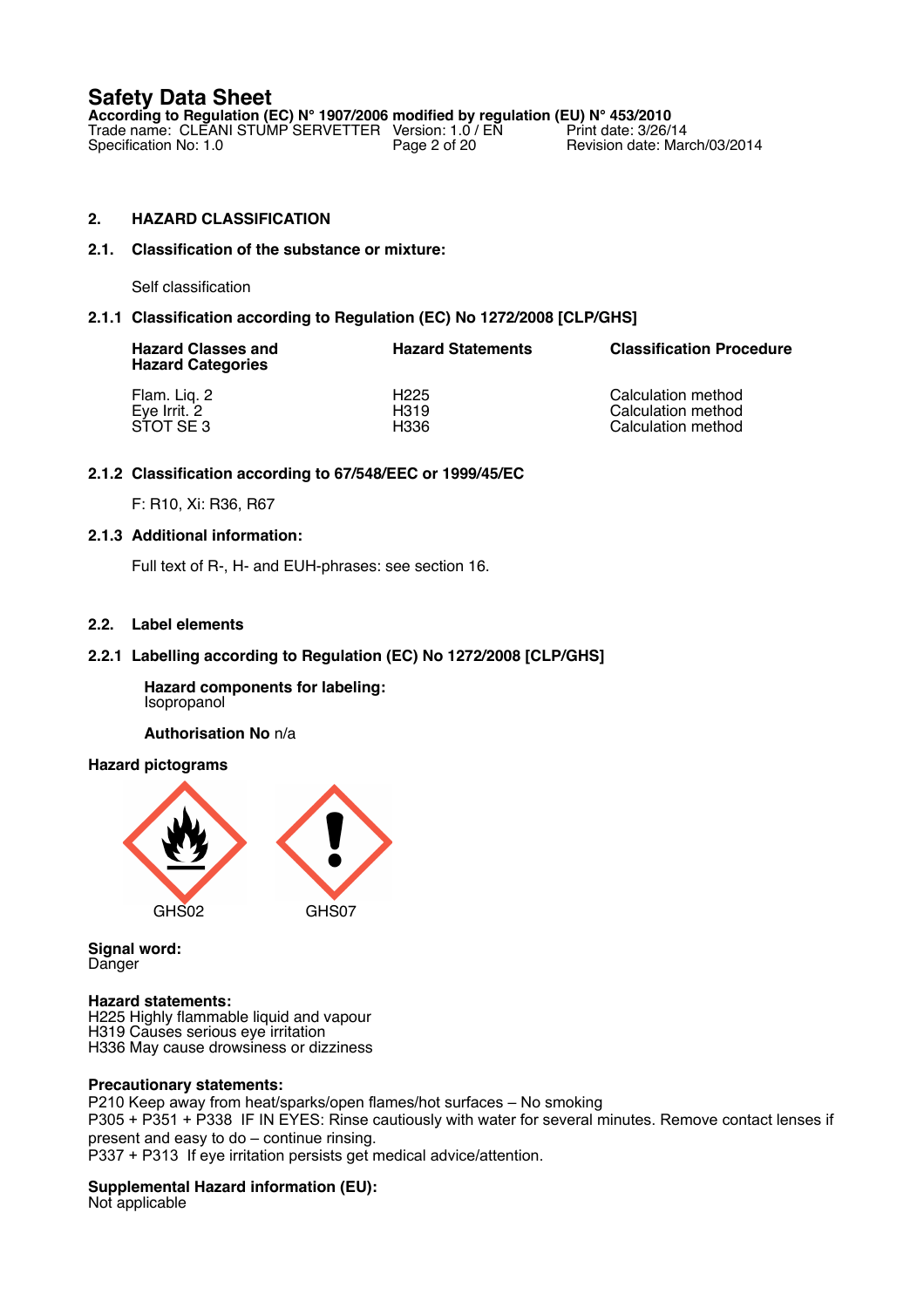## 2. HAZARD CLASSIFICATION

### 2.1. Classification of the substance or mixture:

Self classification

### 2.1.1 Classification according to Regulation (EC) No 1272/2008 [CLP/GHS]

| Hazard Classes and Hazard Categories | Hazard Statements | Classification Procedure |
|---|---|---|
| Flam. Liq. 2 | H225 | Calculation method |
| Eye Irrit. 2 | H319 | Calculation method |
| STOT SE 3 | H336 | Calculation method |

### 2.1.2 Classification according to 67/548/EEC or 1999/45/EC

F: R10, Xi: R36, R67

### 2.1.3 Additional information:

Full text of R-, H- and EUH-phrases: see section 16.

### 2.2. Label elements

### 2.2.1 Labelling according to Regulation (EC) No 1272/2008 [CLP/GHS]

**Hazard components for labeling:**
Isopropanol

**Authorisation No** n/a

**Hazard pictograms**

GHS02 GHS07

**Signal word:**
Danger

**Hazard statements:**
H225 Highly flammable liquid and vapour
H319 Causes serious eye irritation
H336 May cause drowsiness or dizziness

**Precautionary statements:**
P210 Keep away from heat/sparks/open flames/hot surfaces – No smoking
P305 + P351 + P338 IF IN EYES: Rinse cautiously with water for several minutes. Remove contact lenses if present and easy to do – continue rinsing.
P337 + P313 If eye irritation persists get medical advice/attention.

**Supplemental Hazard information (EU):**
Not applicable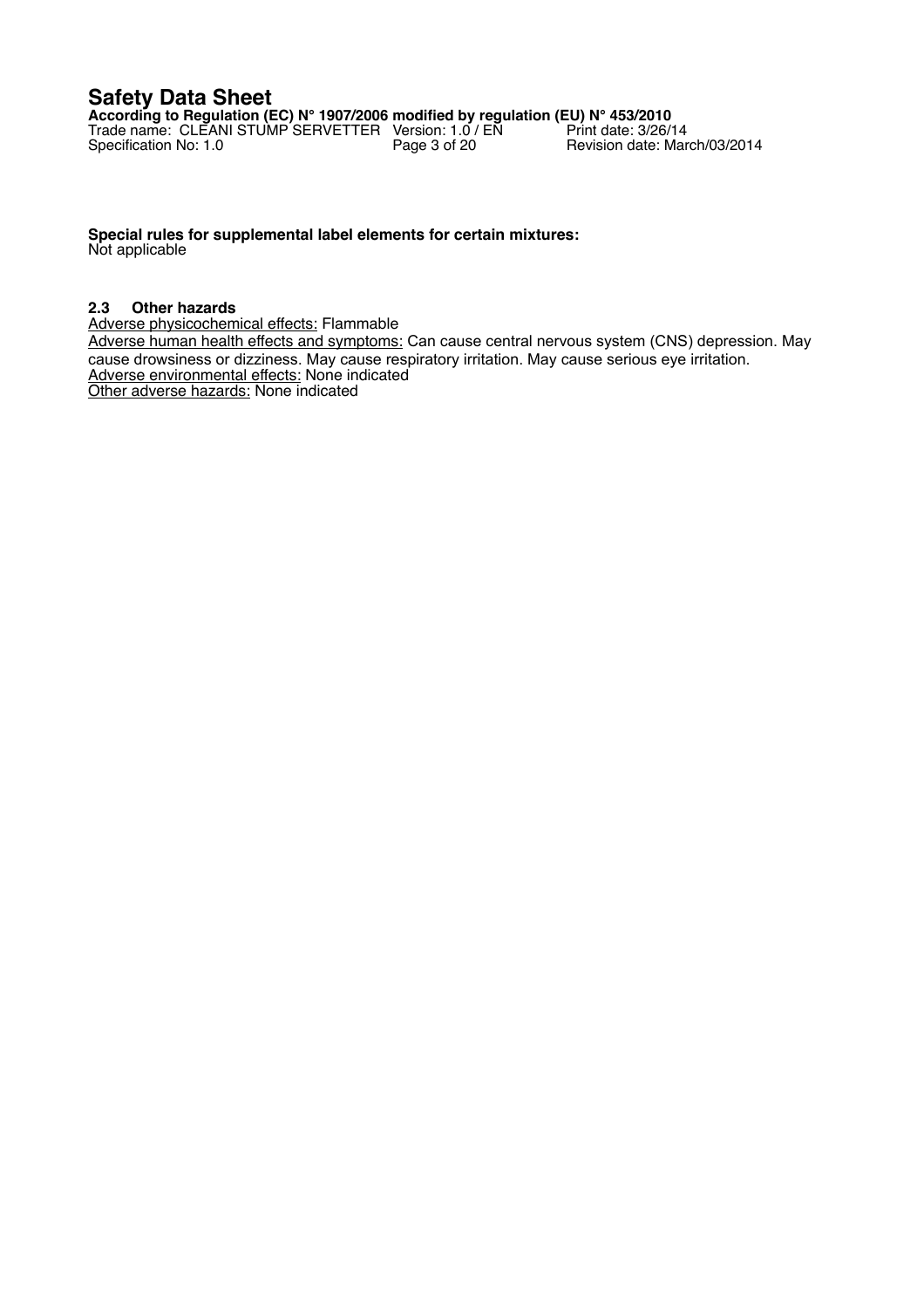**Special rules for supplemental label elements for certain mixtures:**
Not applicable

### 2.3 Other hazards

Adverse physicochemical effects: Flammable
Adverse human health effects and symptoms: Can cause central nervous system (CNS) depression. May cause drowsiness or dizziness. May cause respiratory irritation. May cause serious eye irritation.
Adverse environmental effects: None indicated
Other adverse hazards: None indicated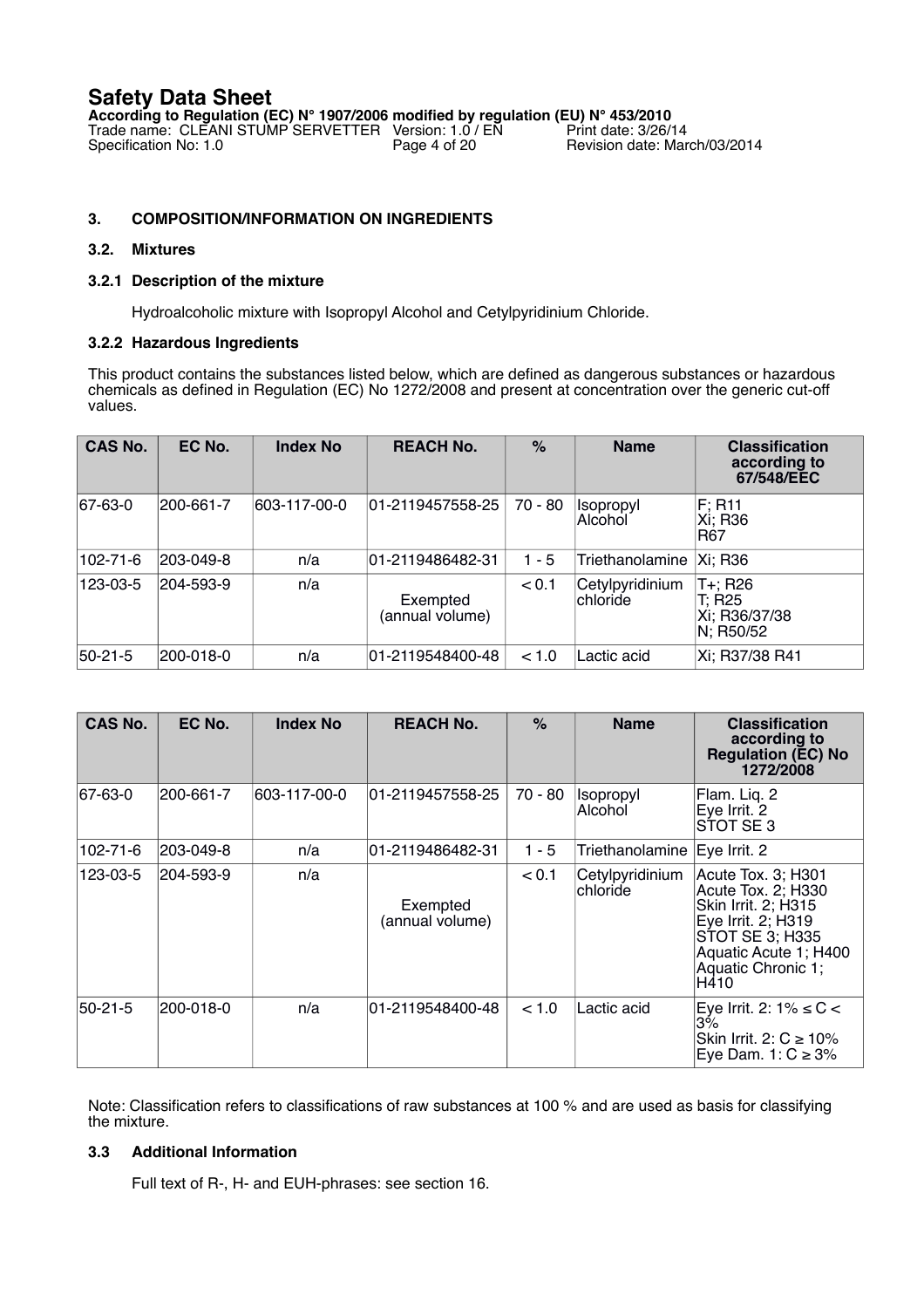## 3. COMPOSITION/INFORMATION ON INGREDIENTS

### 3.2. Mixtures

#### 3.2.1 Description of the mixture

Hydroalcoholic mixture with Isopropyl Alcohol and Cetylpyridinium Chloride.

#### 3.2.2 Hazardous Ingredients

This product contains the substances listed below, which are defined as dangerous substances or hazardous chemicals as defined in Regulation (EC) No 1272/2008 and present at concentration over the generic cut-off values.

| CAS No. | EC No. | Index No | REACH No. | % | Name | Classification according to 67/548/EEC |
|---|---|---|---|---|---|---|
| 67-63-0 | 200-661-7 | 603-117-00-0 | 01-2119457558-25 | 70 - 80 | Isopropyl Alcohol | F; R11<br>Xi; R36<br>R67 |
| 102-71-6 | 203-049-8 | n/a | 01-2119486482-31 | 1 - 5 | Triethanolamine | Xi; R36 |
| 123-03-5 | 204-593-9 | n/a | Exempted (annual volume) | < 0.1 | Cetylpyridinium chloride | T+; R26<br>T; R25<br>Xi; R36/37/38<br>N; R50/52 |
| 50-21-5 | 200-018-0 | n/a | 01-2119548400-48 | < 1.0 | Lactic acid | Xi; R37/38 R41 |

| CAS No. | EC No. | Index No | REACH No. | % | Name | Classification according to Regulation (EC) No 1272/2008 |
|---|---|---|---|---|---|---|
| 67-63-0 | 200-661-7 | 603-117-00-0 | 01-2119457558-25 | 70 - 80 | Isopropyl Alcohol | Flam. Liq. 2<br>Eye Irrit. 2<br>STOT SE 3 |
| 102-71-6 | 203-049-8 | n/a | 01-2119486482-31 | 1 - 5 | Triethanolamine | Eye Irrit. 2 |
| 123-03-5 | 204-593-9 | n/a | Exempted (annual volume) | < 0.1 | Cetylpyridinium chloride | Acute Tox. 3; H301<br>Acute Tox. 2; H330<br>Skin Irrit. 2; H315<br>Eye Irrit. 2; H319<br>STOT SE 3; H335<br>Aquatic Acute 1; H400<br>Aquatic Chronic 1; H410 |
| 50-21-5 | 200-018-0 | n/a | 01-2119548400-48 | < 1.0 | Lactic acid | Eye Irrit. 2: 1% ≤ C < 3%<br>Skin Irrit. 2: C ≥ 10%<br>Eye Dam. 1: C ≥ 3% |

Note: Classification refers to classifications of raw substances at 100 % and are used as basis for classifying the mixture.

### 3.3 Additional Information

Full text of R-, H- and EUH-phrases: see section 16.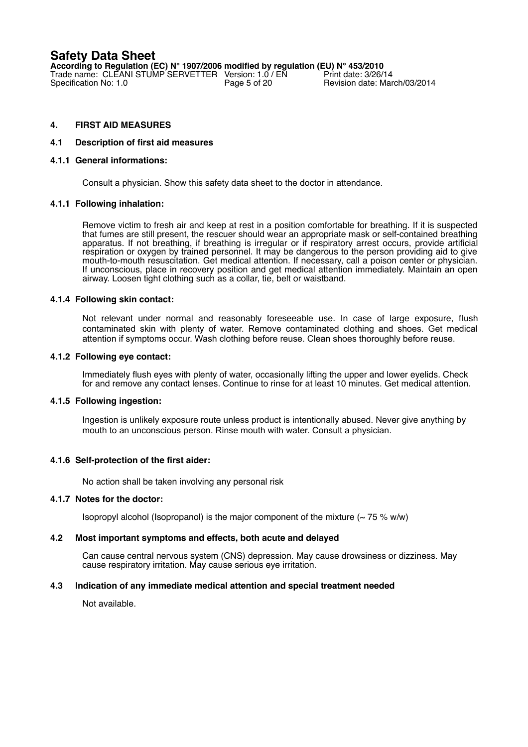## 4. FIRST AID MEASURES

### 4.1 Description of first aid measures

#### 4.1.1 General informations:

Consult a physician. Show this safety data sheet to the doctor in attendance.

#### 4.1.1 Following inhalation:

Remove victim to fresh air and keep at rest in a position comfortable for breathing. If it is suspected that fumes are still present, the rescuer should wear an appropriate mask or self-contained breathing apparatus. If not breathing, if breathing is irregular or if respiratory arrest occurs, provide artificial respiration or oxygen by trained personnel. It may be dangerous to the person providing aid to give mouth-to-mouth resuscitation. Get medical attention. If necessary, call a poison center or physician. If unconscious, place in recovery position and get medical attention immediately. Maintain an open airway. Loosen tight clothing such as a collar, tie, belt or waistband.

#### 4.1.4 Following skin contact:

Not relevant under normal and reasonably foreseeable use. In case of large exposure, flush contaminated skin with plenty of water. Remove contaminated clothing and shoes. Get medical attention if symptoms occur. Wash clothing before reuse. Clean shoes thoroughly before reuse.

#### 4.1.2 Following eye contact:

Immediately flush eyes with plenty of water, occasionally lifting the upper and lower eyelids. Check for and remove any contact lenses. Continue to rinse for at least 10 minutes. Get medical attention.

#### 4.1.5 Following ingestion:

Ingestion is unlikely exposure route unless product is intentionally abused. Never give anything by mouth to an unconscious person. Rinse mouth with water. Consult a physician.

#### 4.1.6 Self-protection of the first aider:

No action shall be taken involving any personal risk

#### 4.1.7 Notes for the doctor:

Isopropyl alcohol (Isopropanol) is the major component of the mixture (~ 75 % w/w)

### 4.2 Most important symptoms and effects, both acute and delayed

Can cause central nervous system (CNS) depression. May cause drowsiness or dizziness. May cause respiratory irritation. May cause serious eye irritation.

### 4.3 Indication of any immediate medical attention and special treatment needed

Not available.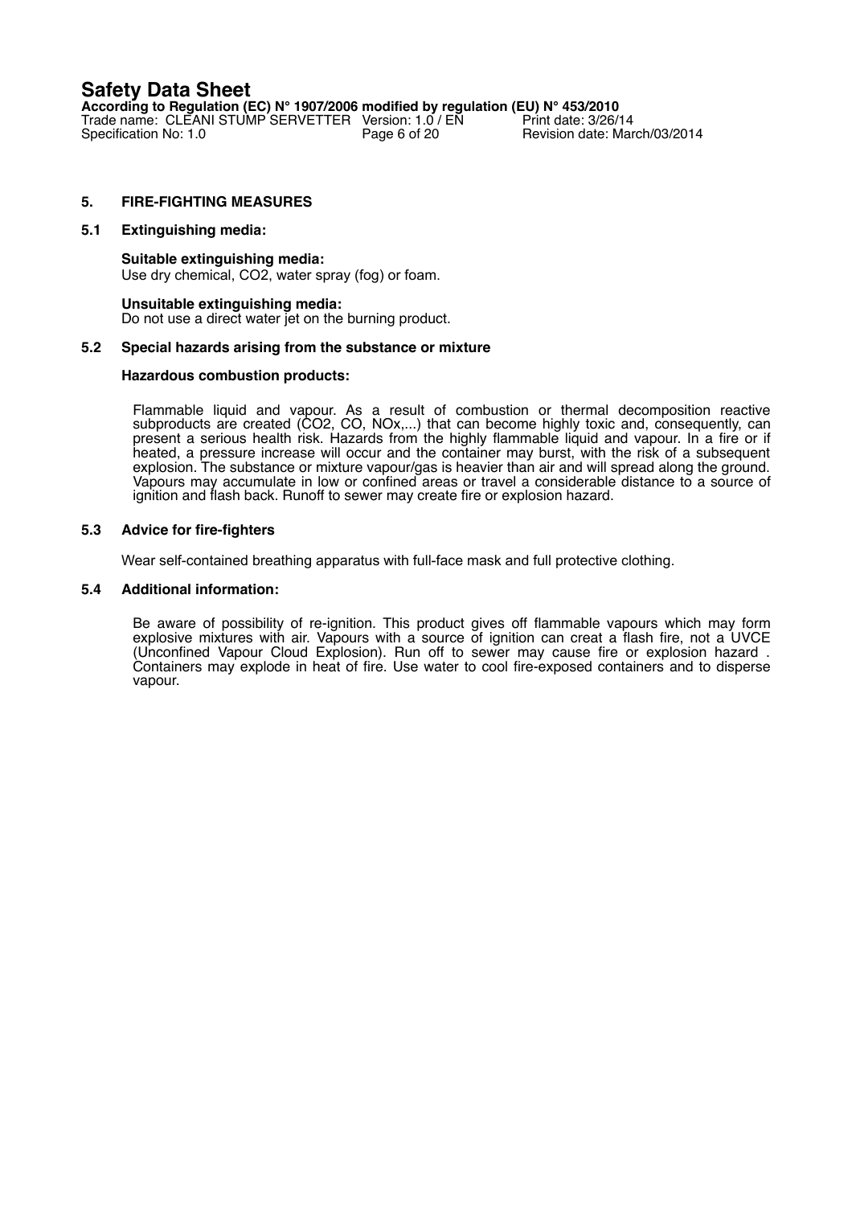## 5. FIRE-FIGHTING MEASURES

### 5.1 Extinguishing media:

**Suitable extinguishing media:**
Use dry chemical, $CO_2$, water spray (fog) or foam.

**Unsuitable extinguishing media:**
Do not use a direct water jet on the burning product.

### 5.2 Special hazards arising from the substance or mixture

**Hazardous combustion products:**

Flammable liquid and vapour. As a result of combustion or thermal decomposition reactive subproducts are created ($CO_2$, CO, $NO_x$,...) that can become highly toxic and, consequently, can present a serious health risk. Hazards from the highly flammable liquid and vapour. In a fire or if heated, a pressure increase will occur and the container may burst, with the risk of a subsequent explosion. The substance or mixture vapour/gas is heavier than air and will spread along the ground. Vapours may accumulate in low or confined areas or travel a considerable distance to a source of ignition and flash back. Runoff to sewer may create fire or explosion hazard.

### 5.3 Advice for fire-fighters

Wear self-contained breathing apparatus with full-face mask and full protective clothing.

### 5.4 Additional information:

Be aware of possibility of re-ignition. This product gives off flammable vapours which may form explosive mixtures with air. Vapours with a source of ignition can creat a flash fire, not a UVCE (Unconfined Vapour Cloud Explosion). Run off to sewer may cause fire or explosion hazard . Containers may explode in heat of fire. Use water to cool fire-exposed containers and to disperse vapour.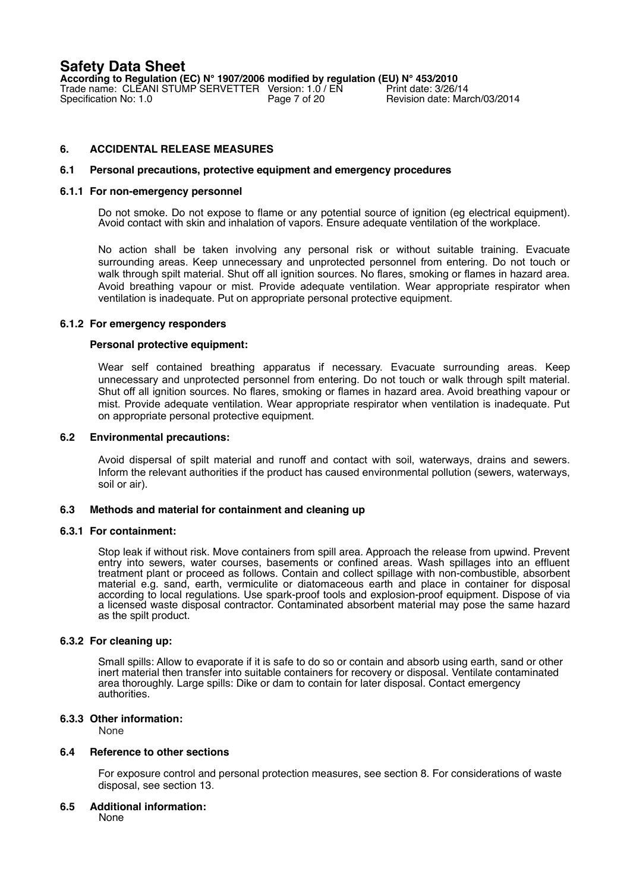## 6. ACCIDENTAL RELEASE MEASURES

### 6.1 Personal precautions, protective equipment and emergency procedures

#### 6.1.1 For non-emergency personnel

Do not smoke. Do not expose to flame or any potential source of ignition (eg electrical equipment). Avoid contact with skin and inhalation of vapors. Ensure adequate ventilation of the workplace.

No action shall be taken involving any personal risk or without suitable training. Evacuate surrounding areas. Keep unnecessary and unprotected personnel from entering. Do not touch or walk through spilt material. Shut off all ignition sources. No flares, smoking or flames in hazard area. Avoid breathing vapour or mist. Provide adequate ventilation. Wear appropriate respirator when ventilation is inadequate. Put on appropriate personal protective equipment.

#### 6.1.2 For emergency responders

**Personal protective equipment:**

Wear self contained breathing apparatus if necessary. Evacuate surrounding areas. Keep unnecessary and unprotected personnel from entering. Do not touch or walk through spilt material. Shut off all ignition sources. No flares, smoking or flames in hazard area. Avoid breathing vapour or mist. Provide adequate ventilation. Wear appropriate respirator when ventilation is inadequate. Put on appropriate personal protective equipment.

### 6.2 Environmental precautions:

Avoid dispersal of spilt material and runoff and contact with soil, waterways, drains and sewers. Inform the relevant authorities if the product has caused environmental pollution (sewers, waterways, soil or air).

### 6.3 Methods and material for containment and cleaning up

#### 6.3.1 For containment:

Stop leak if without risk. Move containers from spill area. Approach the release from upwind. Prevent entry into sewers, water courses, basements or confined areas. Wash spillages into an effluent treatment plant or proceed as follows. Contain and collect spillage with non-combustible, absorbent material e.g. sand, earth, vermiculite or diatomaceous earth and place in container for disposal according to local regulations. Use spark-proof tools and explosion-proof equipment. Dispose of via a licensed waste disposal contractor. Contaminated absorbent material may pose the same hazard as the spilt product.

#### 6.3.2 For cleaning up:

Small spills: Allow to evaporate if it is safe to do so or contain and absorb using earth, sand or other inert material then transfer into suitable containers for recovery or disposal. Ventilate contaminated area thoroughly. Large spills: Dike or dam to contain for later disposal. Contact emergency authorities.

#### 6.3.3 Other information:

None

### 6.4 Reference to other sections

For exposure control and personal protection measures, see section 8. For considerations of waste disposal, see section 13.

### 6.5 Additional information:

None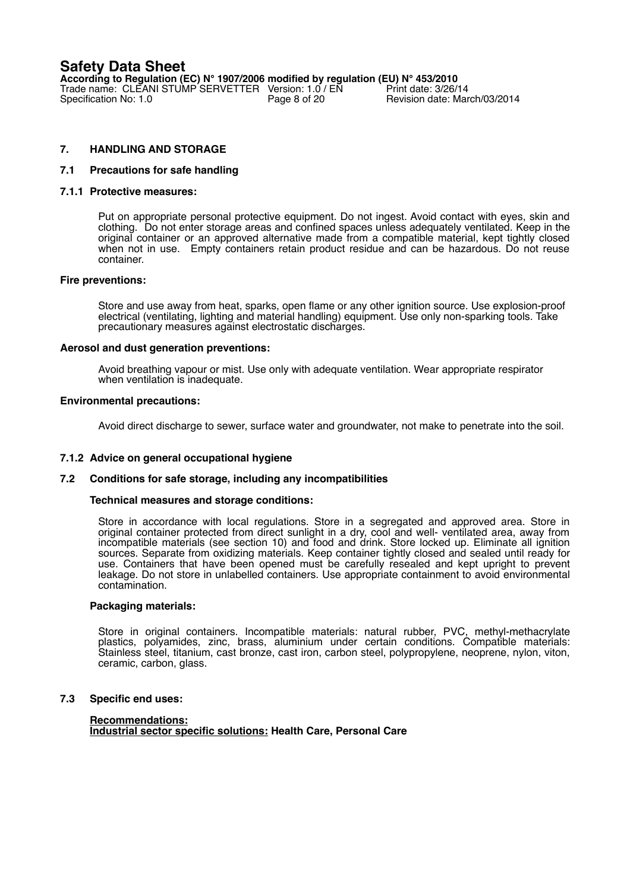## 7. HANDLING AND STORAGE

### 7.1 Precautions for safe handling

#### 7.1.1 Protective measures:

Put on appropriate personal protective equipment. Do not ingest. Avoid contact with eyes, skin and clothing. Do not enter storage areas and confined spaces unless adequately ventilated. Keep in the original container or an approved alternative made from a compatible material, kept tightly closed when not in use. Empty containers retain product residue and can be hazardous. Do not reuse container.

**Fire preventions:**

Store and use away from heat, sparks, open flame or any other ignition source. Use explosion-proof electrical (ventilating, lighting and material handling) equipment. Use only non-sparking tools. Take precautionary measures against electrostatic discharges.

**Aerosol and dust generation preventions:**

Avoid breathing vapour or mist. Use only with adequate ventilation. Wear appropriate respirator when ventilation is inadequate.

**Environmental precautions:**

Avoid direct discharge to sewer, surface water and groundwater, not make to penetrate into the soil.

#### 7.1.2 Advice on general occupational hygiene

### 7.2 Conditions for safe storage, including any incompatibilities

**Technical measures and storage conditions:**

Store in accordance with local regulations. Store in a segregated and approved area. Store in original container protected from direct sunlight in a dry, cool and well- ventilated area, away from incompatible materials (see section 10) and food and drink. Store locked up. Eliminate all ignition sources. Separate from oxidizing materials. Keep container tightly closed and sealed until ready for use. Containers that have been opened must be carefully resealed and kept upright to prevent leakage. Do not store in unlabelled containers. Use appropriate containment to avoid environmental contamination.

**Packaging materials:**

Store in original containers. Incompatible materials: natural rubber, PVC, methyl-methacrylate plastics, polyamides, zinc, brass, aluminium under certain conditions. Compatible materials: Stainless steel, titanium, cast bronze, cast iron, carbon steel, polypropylene, neoprene, nylon, viton, ceramic, carbon, glass.

### 7.3 Specific end uses:

**Recommendations:**
**Industrial sector specific solutions: Health Care, Personal Care**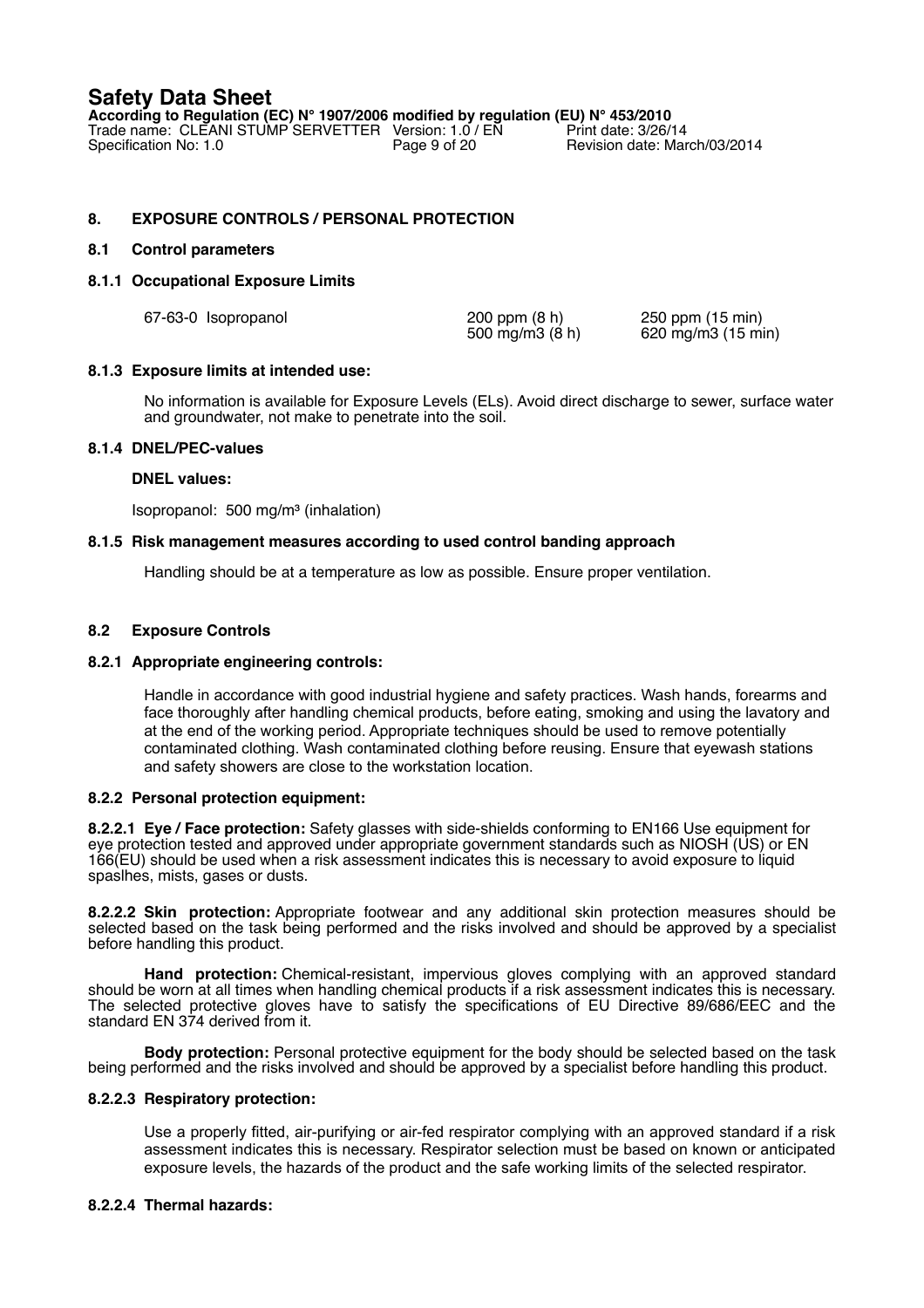## 8. EXPOSURE CONTROLS / PERSONAL PROTECTION

### 8.1 Control parameters

#### 8.1.1 Occupational Exposure Limits

| | | |
|---|---|---|
| 67-63-0 Isopropanol | 200 ppm (8 h)<br>500 mg/m3 (8 h) | 250 ppm (15 min)<br>620 mg/m3 (15 min) |

#### 8.1.3 Exposure limits at intended use:

No information is available for Exposure Levels (ELs). Avoid direct discharge to sewer, surface water and groundwater, not make to penetrate into the soil.

#### 8.1.4 DNEL/PEC-values

**DNEL values:**

Isopropanol: 500 mg/m³ (inhalation)

#### 8.1.5 Risk management measures according to used control banding approach

Handling should be at a temperature as low as possible. Ensure proper ventilation.

### 8.2 Exposure Controls

#### 8.2.1 Appropriate engineering controls:

Handle in accordance with good industrial hygiene and safety practices. Wash hands, forearms and face thoroughly after handling chemical products, before eating, smoking and using the lavatory and at the end of the working period. Appropriate techniques should be used to remove potentially contaminated clothing. Wash contaminated clothing before reusing. Ensure that eyewash stations and safety showers are close to the workstation location.

#### 8.2.2 Personal protection equipment:

**8.2.2.1 Eye / Face protection:** Safety glasses with side-shields conforming to EN166 Use equipment for eye protection tested and approved under appropriate government standards such as NIOSH (US) or EN 166(EU) should be used when a risk assessment indicates this is necessary to avoid exposure to liquid spaslhes, mists, gases or dusts.

**8.2.2.2 Skin protection:** Appropriate footwear and any additional skin protection measures should be selected based on the task being performed and the risks involved and should be approved by a specialist before handling this product.

**Hand protection:** Chemical-resistant, impervious gloves complying with an approved standard should be worn at all times when handling chemical products if a risk assessment indicates this is necessary. The selected protective gloves have to satisfy the specifications of EU Directive 89/686/EEC and the standard EN 374 derived from it.

**Body protection:** Personal protective equipment for the body should be selected based on the task being performed and the risks involved and should be approved by a specialist before handling this product.

**8.2.2.3 Respiratory protection:**

Use a properly fitted, air-purifying or air-fed respirator complying with an approved standard if a risk assessment indicates this is necessary. Respirator selection must be based on known or anticipated exposure levels, the hazards of the product and the safe working limits of the selected respirator.

**8.2.2.4 Thermal hazards:**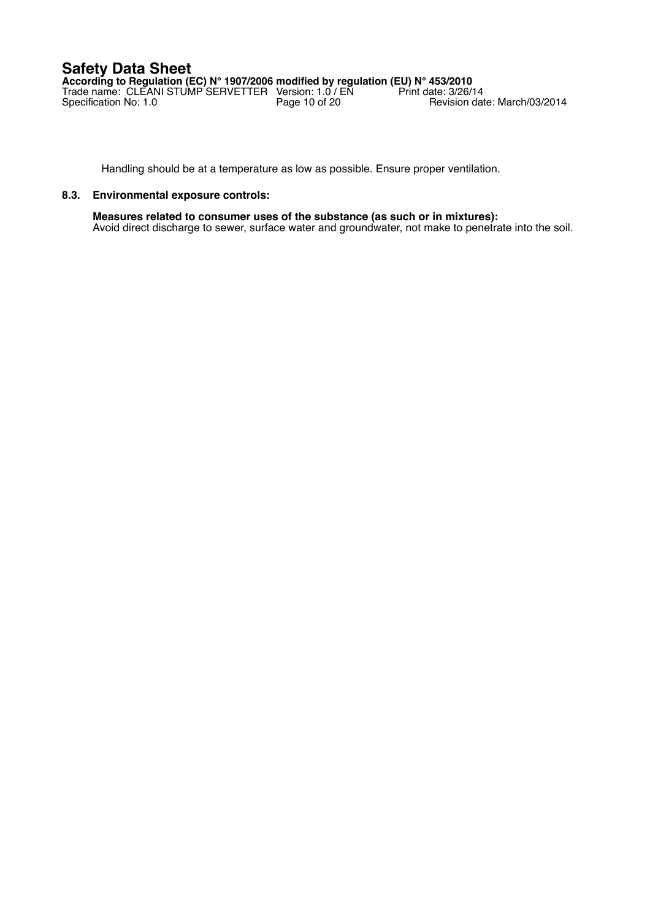Handling should be at a temperature as low as possible. Ensure proper ventilation.

### 8.3. Environmental exposure controls:

**Measures related to consumer uses of the substance (as such or in mixtures):**
Avoid direct discharge to sewer, surface water and groundwater, not make to penetrate into the soil.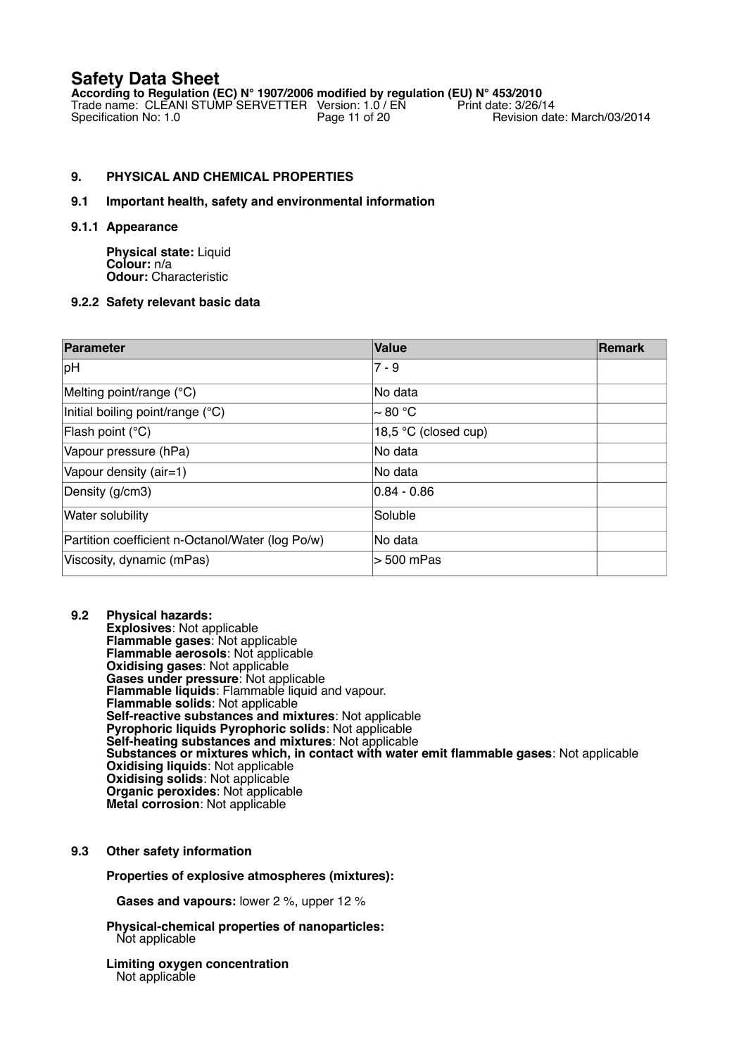## 9. PHYSICAL AND CHEMICAL PROPERTIES

### 9.1 Important health, safety and environmental information

#### 9.1.1 Appearance

**Physical state:** Liquid
**Colour:** n/a
**Odour:** Characteristic

#### 9.2.2 Safety relevant basic data

| Parameter | Value | Remark |
|---|---|---|
| pH | 7 - 9 | |
| Melting point/range (°C) | No data | |
| Initial boiling point/range (°C) | ~ 80 °C | |
| Flash point (°C) | 18,5 °C (closed cup) | |
| Vapour pressure (hPa) | No data | |
| Vapour density (air=1) | No data | |
| Density (g/cm3) | 0.84 - 0.86 | |
| Water solubility | Soluble | |
| Partition coefficient n-Octanol/Water (log Po/w) | No data | |
| Viscosity, dynamic (mPas) | > 500 mPas | |

### 9.2 Physical hazards:

**Explosives**: Not applicable
**Flammable gases**: Not applicable
**Flammable aerosols**: Not applicable
**Oxidising gases**: Not applicable
**Gases under pressure**: Not applicable
**Flammable liquids**: Flammable liquid and vapour.
**Flammable solids**: Not applicable
**Self-reactive substances and mixtures**: Not applicable
**Pyrophoric liquids Pyrophoric solids**: Not applicable
**Self-heating substances and mixtures**: Not applicable
**Substances or mixtures which, in contact with water emit flammable gases**: Not applicable
**Oxidising liquids**: Not applicable
**Oxidising solids**: Not applicable
**Organic peroxides**: Not applicable
**Metal corrosion**: Not applicable

### 9.3 Other safety information

**Properties of explosive atmospheres (mixtures):**

**Gases and vapours:** lower 2 %, upper 12 %

**Physical-chemical properties of nanoparticles:**
Not applicable

**Limiting oxygen concentration**
Not applicable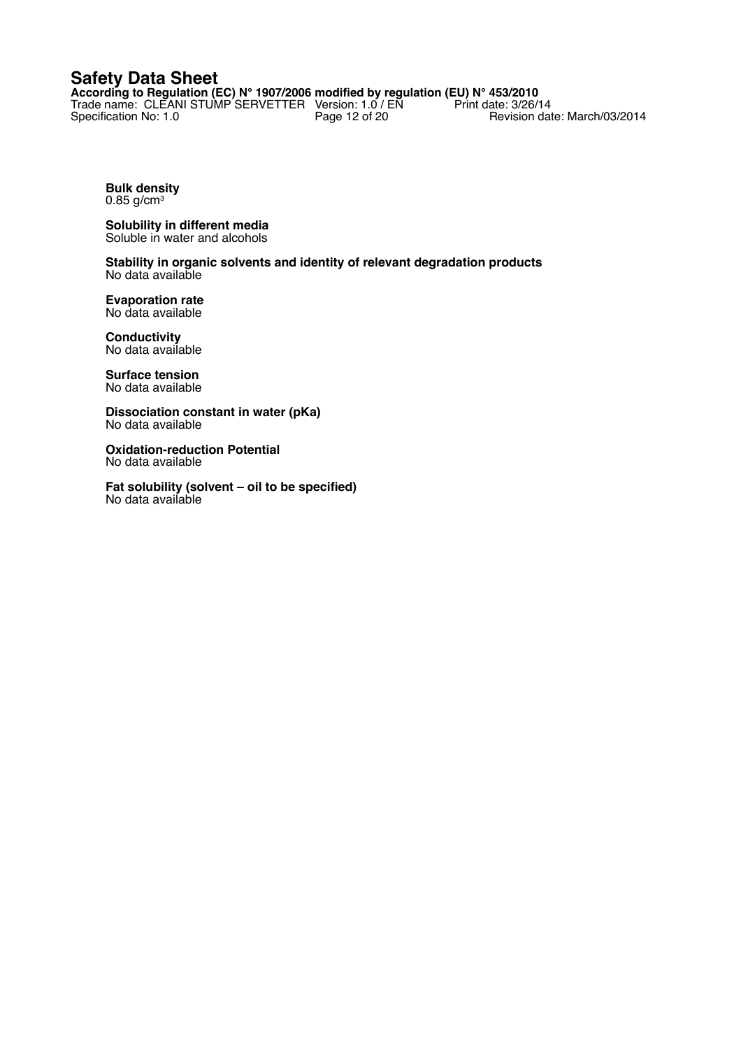**Bulk density**
0.85 g/cm³

**Solubility in different media**
Soluble in water and alcohols

**Stability in organic solvents and identity of relevant degradation products**
No data available

**Evaporation rate**
No data available

**Conductivity**
No data available

**Surface tension**
No data available

**Dissociation constant in water (pKa)**
No data available

**Oxidation-reduction Potential**
No data available

**Fat solubility (solvent – oil to be specified)**
No data available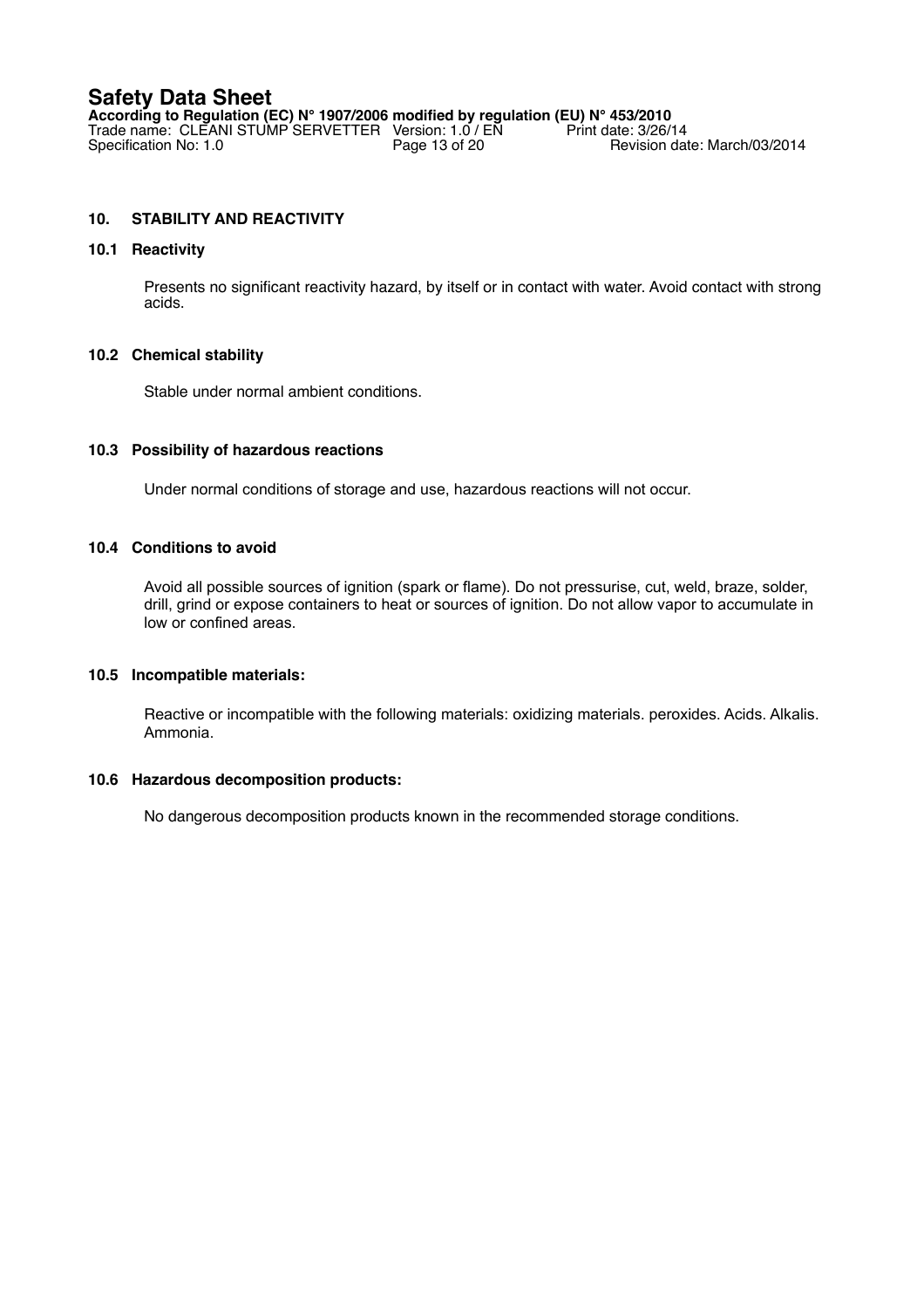## 10. STABILITY AND REACTIVITY

### 10.1 Reactivity

Presents no significant reactivity hazard, by itself or in contact with water. Avoid contact with strong acids.

### 10.2 Chemical stability

Stable under normal ambient conditions.

### 10.3 Possibility of hazardous reactions

Under normal conditions of storage and use, hazardous reactions will not occur.

### 10.4 Conditions to avoid

Avoid all possible sources of ignition (spark or flame). Do not pressurise, cut, weld, braze, solder, drill, grind or expose containers to heat or sources of ignition. Do not allow vapor to accumulate in low or confined areas.

### 10.5 Incompatible materials:

Reactive or incompatible with the following materials: oxidizing materials. peroxides. Acids. Alkalis. Ammonia.

### 10.6 Hazardous decomposition products:

No dangerous decomposition products known in the recommended storage conditions.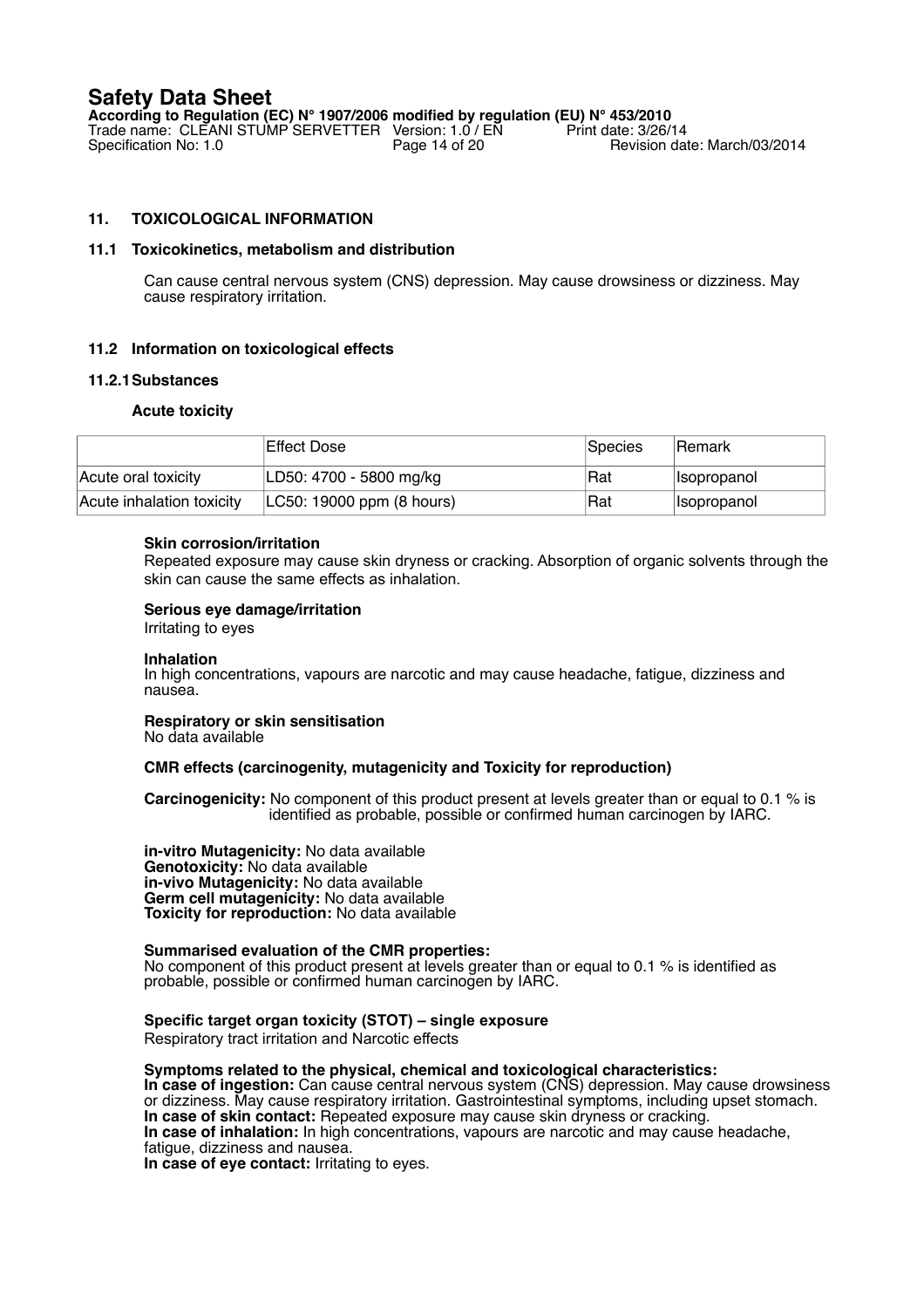## 11. TOXICOLOGICAL INFORMATION

### 11.1 Toxicokinetics, metabolism and distribution

Can cause central nervous system (CNS) depression. May cause drowsiness or dizziness. May cause respiratory irritation.

### 11.2 Information on toxicological effects

#### 11.2.1 Substances

**Acute toxicity**

| | Effect Dose | Species | Remark |
|---|---|---|---|
| Acute oral toxicity | LD50: 4700 - 5800 mg/kg | Rat | Isopropanol |
| Acute inhalation toxicity | LC50: 19000 ppm (8 hours) | Rat | Isopropanol |

**Skin corrosion/irritation**
Repeated exposure may cause skin dryness or cracking. Absorption of organic solvents through the skin can cause the same effects as inhalation.

**Serious eye damage/irritation**
Irritating to eyes

**Inhalation**
In high concentrations, vapours are narcotic and may cause headache, fatigue, dizziness and nausea.

**Respiratory or skin sensitisation**
No data available

**CMR effects (carcinogenity, mutagenicity and Toxicity for reproduction)**

**Carcinogenicity:** No component of this product present at levels greater than or equal to 0.1 % is identified as probable, possible or confirmed human carcinogen by IARC.

**in-vitro Mutagenicity:** No data available
**Genotoxicity:** No data available
**in-vivo Mutagenicity:** No data available
**Germ cell mutagenicity:** No data available
**Toxicity for reproduction:** No data available

**Summarised evaluation of the CMR properties:**
No component of this product present at levels greater than or equal to 0.1 % is identified as probable, possible or confirmed human carcinogen by IARC.

**Specific target organ toxicity (STOT) – single exposure**
Respiratory tract irritation and Narcotic effects

**Symptoms related to the physical, chemical and toxicological characteristics:**
**In case of ingestion:** Can cause central nervous system (CNS) depression. May cause drowsiness or dizziness. May cause respiratory irritation. Gastrointestinal symptoms, including upset stomach.
**In case of skin contact:** Repeated exposure may cause skin dryness or cracking.
**In case of inhalation:** In high concentrations, vapours are narcotic and may cause headache, fatigue, dizziness and nausea.
**In case of eye contact:** Irritating to eyes.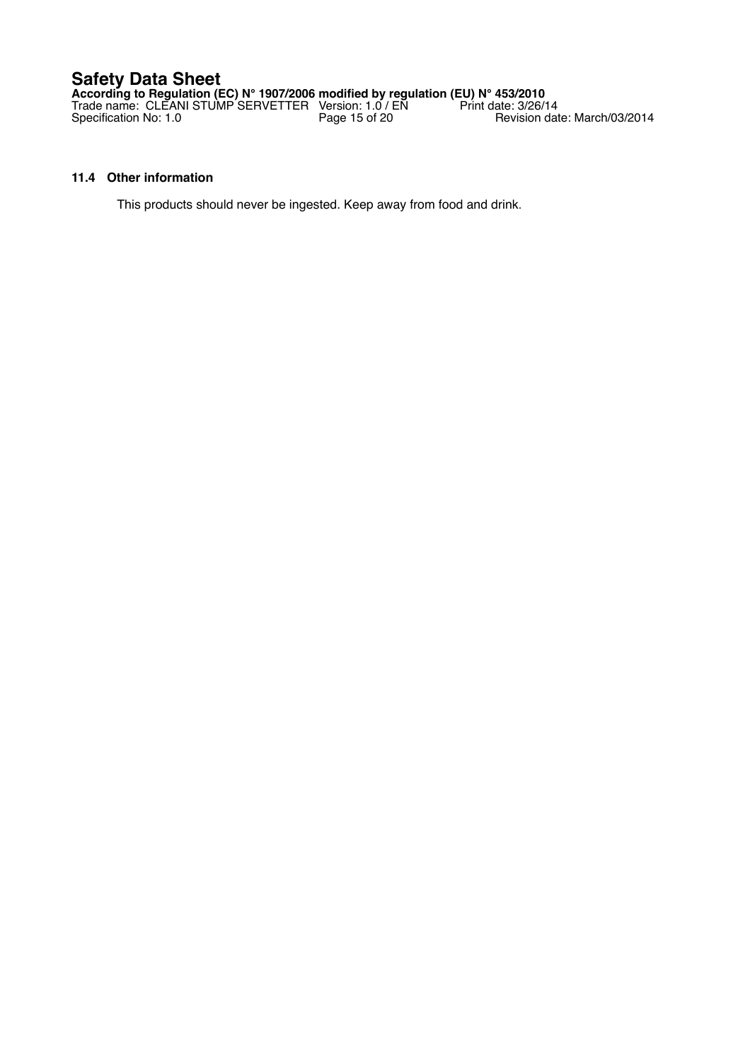### 11.4 Other information

This products should never be ingested. Keep away from food and drink.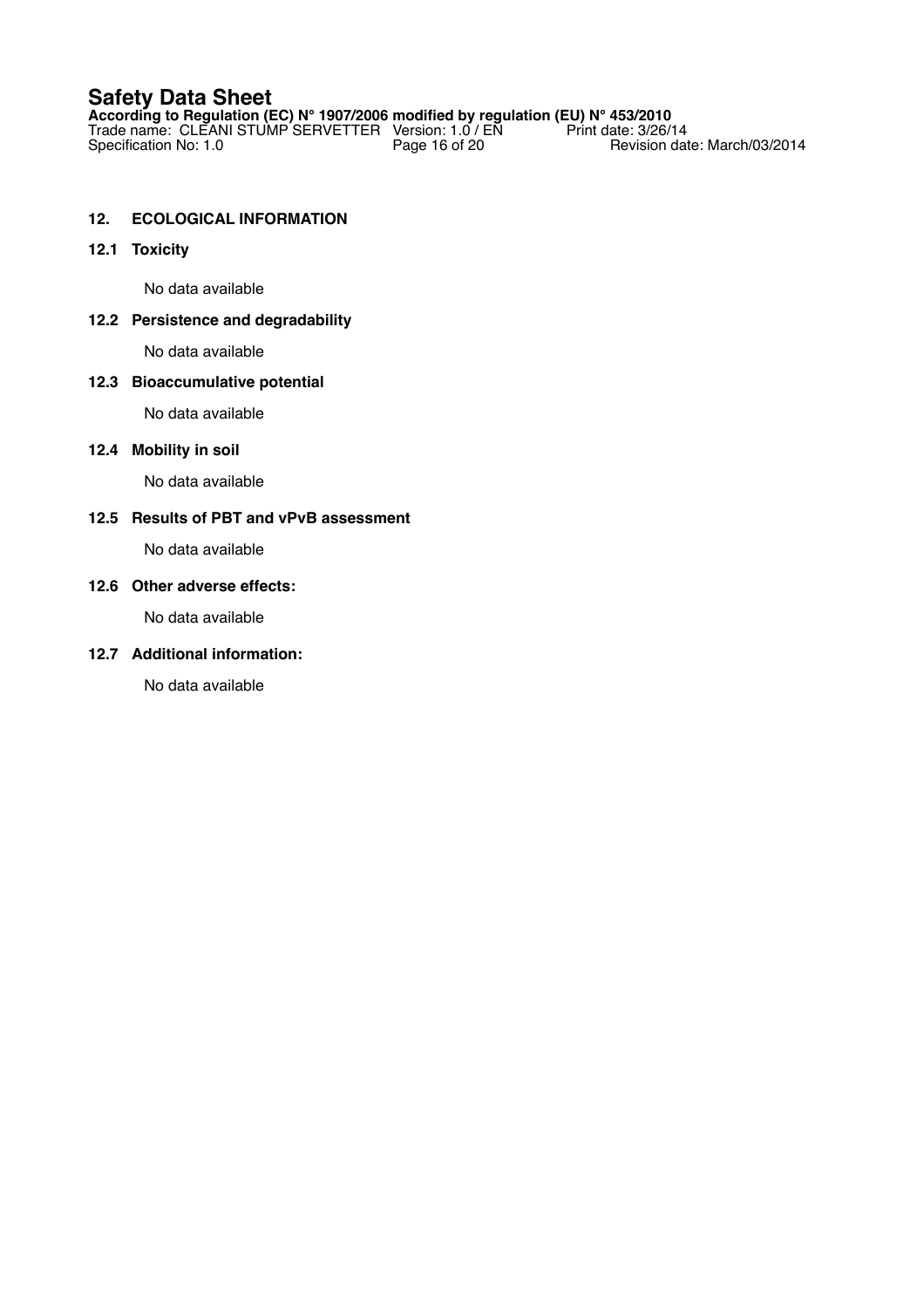## 12. ECOLOGICAL INFORMATION

### 12.1 Toxicity

No data available

### 12.2 Persistence and degradability

No data available

### 12.3 Bioaccumulative potential

No data available

### 12.4 Mobility in soil

No data available

### 12.5 Results of PBT and vPvB assessment

No data available

### 12.6 Other adverse effects:

No data available

### 12.7 Additional information:

No data available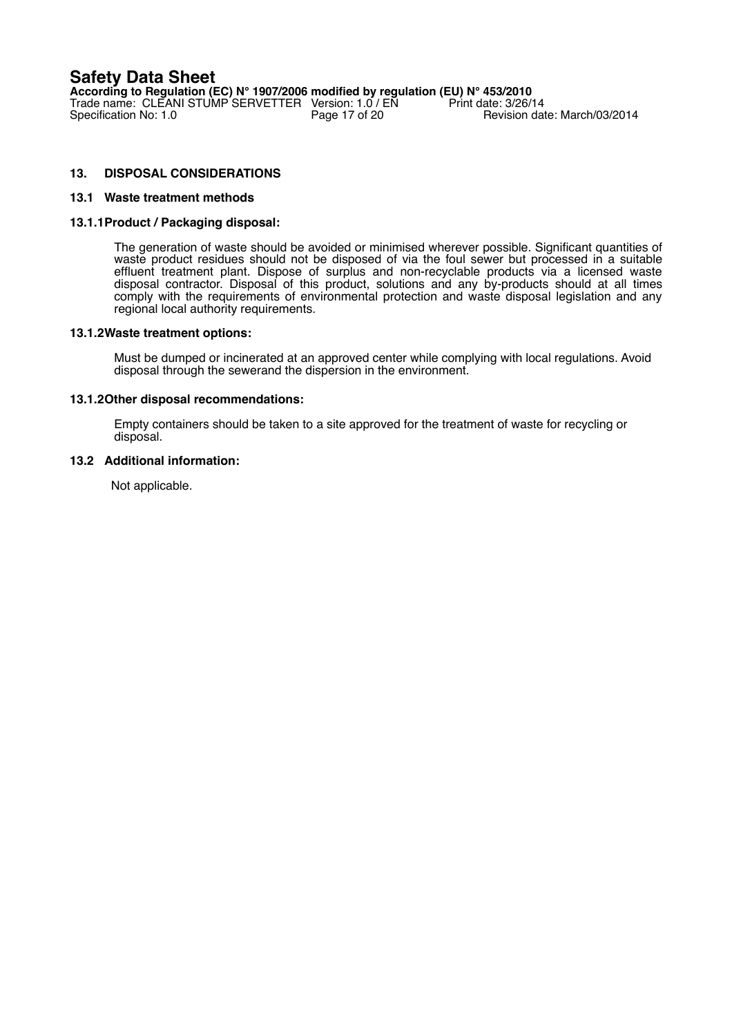## 13. DISPOSAL CONSIDERATIONS

### 13.1 Waste treatment methods

#### 13.1.1 Product / Packaging disposal:

The generation of waste should be avoided or minimised wherever possible. Significant quantities of waste product residues should not be disposed of via the foul sewer but processed in a suitable effluent treatment plant. Dispose of surplus and non-recyclable products via a licensed waste disposal contractor. Disposal of this product, solutions and any by-products should at all times comply with the requirements of environmental protection and waste disposal legislation and any regional local authority requirements.

#### 13.1.2 Waste treatment options:

Must be dumped or incinerated at an approved center while complying with local regulations. Avoid disposal through the sewerand the dispersion in the environment.

#### 13.1.2 Other disposal recommendations:

Empty containers should be taken to a site approved for the treatment of waste for recycling or disposal.

### 13.2 Additional information:

Not applicable.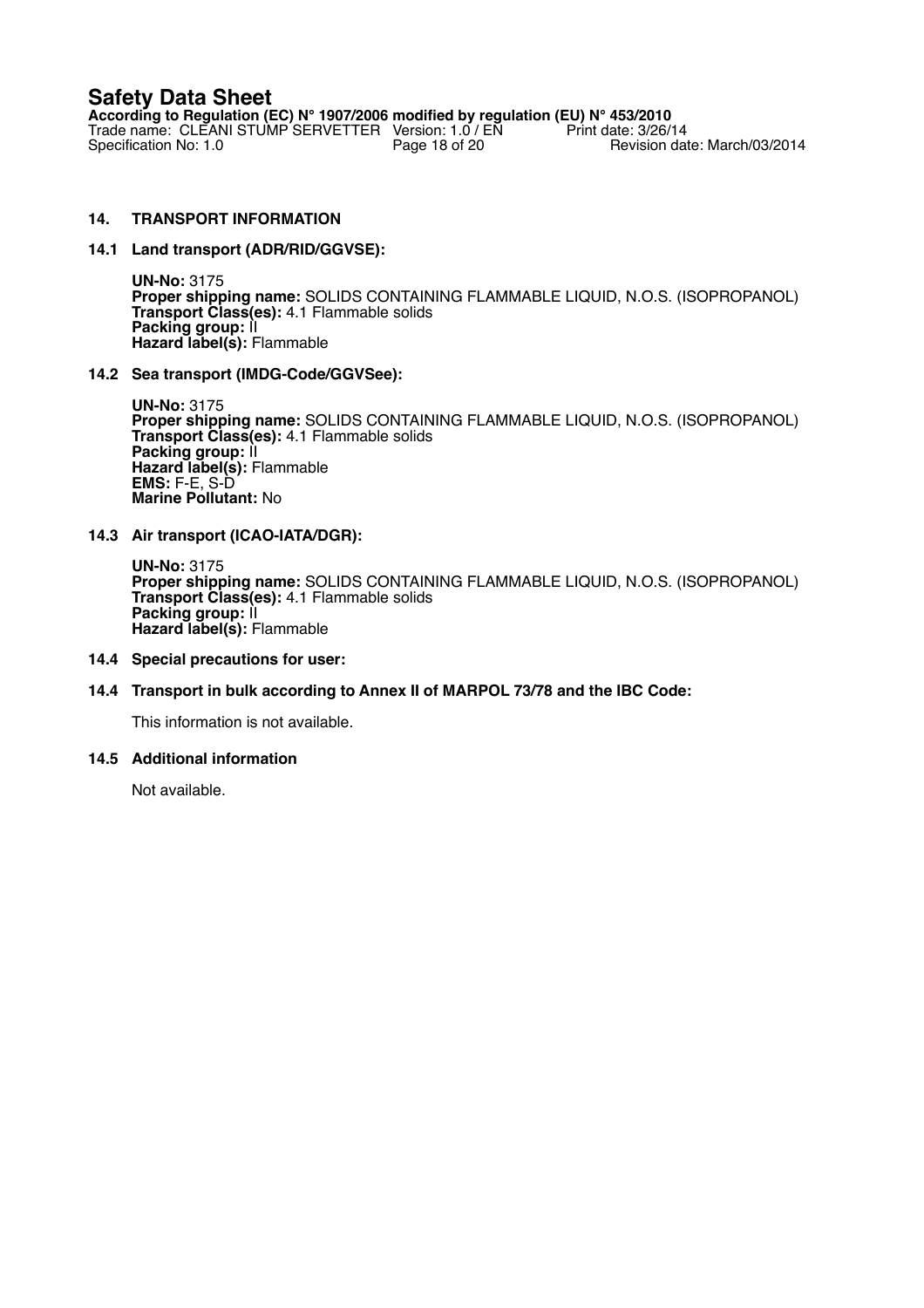## 14. TRANSPORT INFORMATION

### 14.1 Land transport (ADR/RID/GGVSE):

**UN-No:** 3175
**Proper shipping name:** SOLIDS CONTAINING FLAMMABLE LIQUID, N.O.S. (ISOPROPANOL)
**Transport Class(es):** 4.1 Flammable solids
**Packing group:** II
**Hazard label(s):** Flammable

### 14.2 Sea transport (IMDG-Code/GGVSee):

**UN-No:** 3175
**Proper shipping name:** SOLIDS CONTAINING FLAMMABLE LIQUID, N.O.S. (ISOPROPANOL)
**Transport Class(es):** 4.1 Flammable solids
**Packing group:** II
**Hazard label(s):** Flammable
**EMS:** F-E, S-D
**Marine Pollutant:** No

### 14.3 Air transport (ICAO-IATA/DGR):

**UN-No:** 3175
**Proper shipping name:** SOLIDS CONTAINING FLAMMABLE LIQUID, N.O.S. (ISOPROPANOL)
**Transport Class(es):** 4.1 Flammable solids
**Packing group:** II
**Hazard label(s):** Flammable

### 14.4 Special precautions for user:

### 14.4 Transport in bulk according to Annex II of MARPOL 73/78 and the IBC Code:

This information is not available.

### 14.5 Additional information

Not available.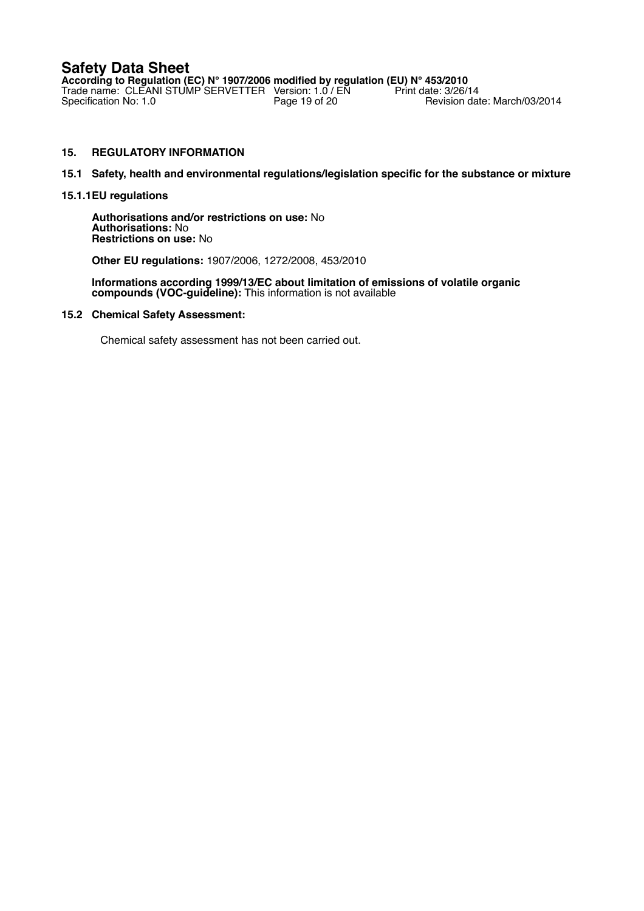## 15. REGULATORY INFORMATION

### 15.1 Safety, health and environmental regulations/legislation specific for the substance or mixture

#### 15.1.1 EU regulations

**Authorisations and/or restrictions on use:** No
**Authorisations:** No
**Restrictions on use:** No

**Other EU regulations:** 1907/2006, 1272/2008, 453/2010

**Informations according 1999/13/EC about limitation of emissions of volatile organic compounds (VOC-guideline):** This information is not available

### 15.2 Chemical Safety Assessment:

Chemical safety assessment has not been carried out.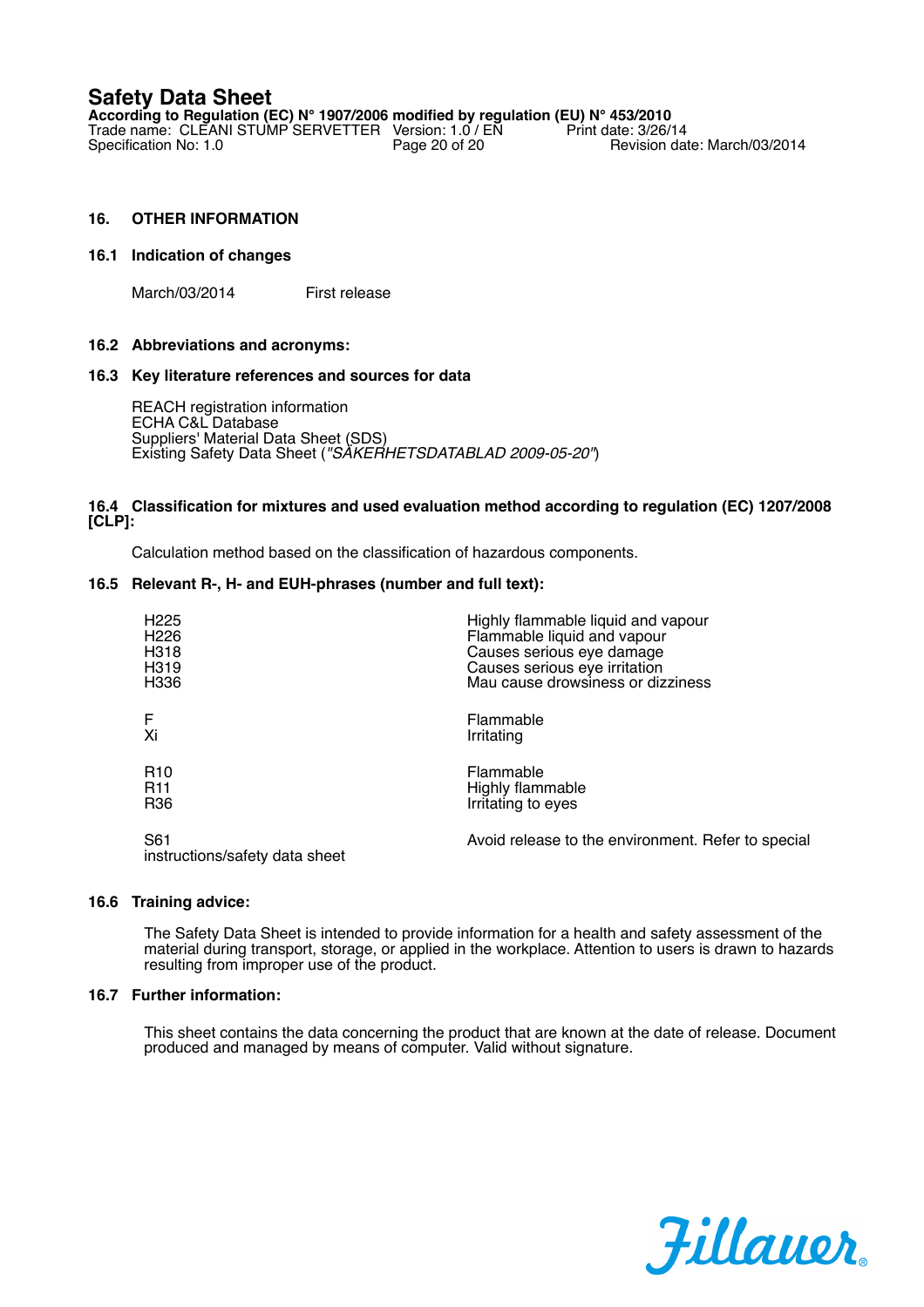## 16. OTHER INFORMATION

### 16.1 Indication of changes

March/03/2014 First release

### 16.2 Abbreviations and acronyms:

### 16.3 Key literature references and sources for data

REACH registration information
ECHA C&L Database
Suppliers' Material Data Sheet (SDS)
Existing Safety Data Sheet (*"SÄKERHETSDATABLAD 2009-05-20"*)

### 16.4 Classification for mixtures and used evaluation method according to regulation (EC) 1207/2008 [CLP]:

Calculation method based on the classification of hazardous components.

### 16.5 Relevant R-, H- and EUH-phrases (number and full text):

| | |
|---|---|
| H225 | Highly flammable liquid and vapour |
| H226 | Flammable liquid and vapour |
| H318 | Causes serious eye damage |
| H319 | Causes serious eye irritation |
| H336 | Mau cause drowsiness or dizziness |
| F | Flammable |
| Xi | Irritating |
| R10 | Flammable |
| R11 | Highly flammable |
| R36 | Irritating to eyes |
| S61 | Avoid release to the environment. Refer to special instructions/safety data sheet |

### 16.6 Training advice:

The Safety Data Sheet is intended to provide information for a health and safety assessment of the material during transport, storage, or applied in the workplace. Attention to users is drawn to hazards resulting from improper use of the product.

### 16.7 Further information:

This sheet contains the data concerning the product that are known at the date of release. Document produced and managed by means of computer. Valid without signature.